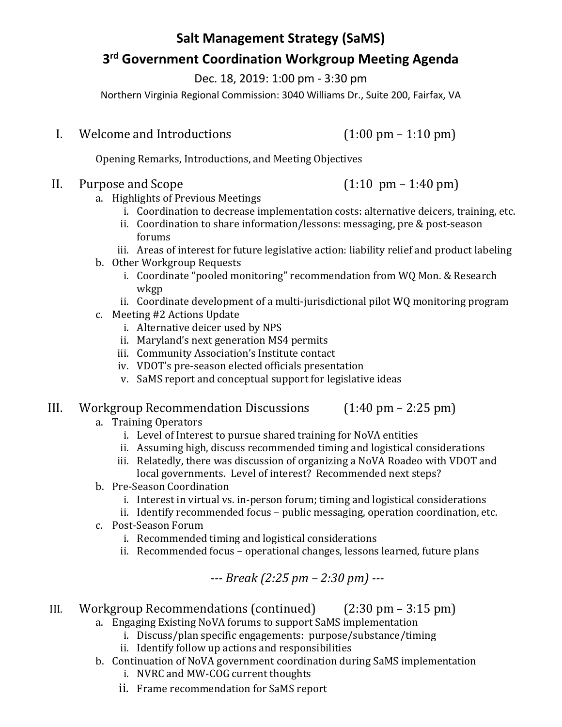# Salt Management Strategy (SaMS)

## 3rd Government Coordination Workgroup Meeting Agenda

Dec. 18, 2019: 1:00 pm - 3:30 pm

Northern Virginia Regional Commission: 3040 Williams Dr., Suite 200, Fairfax, VA

I. Welcome and Introductions (1:00 pm – 1:10 pm)

   Opening Remarks, Introductions, and Meeting Objectives

II. Purpose and Scope (1:10 pm – 1:40 pm)

   a. Highlights of Previous Meetings
      i. Coordination to decrease implementation costs: alternative deicers, training, etc.
      ii. Coordination to share information/lessons: messaging, pre & post-season forums
      iii. Areas of interest for future legislative action: liability relief and product labeling
   b. Other Workgroup Requests
      i. Coordinate "pooled monitoring" recommendation from WQ Mon. & Research wkgp
      ii. Coordinate development of a multi-jurisdictional pilot WQ monitoring program
   c. Meeting #2 Actions Update
      i. Alternative deicer used by NPS
      ii. Maryland's next generation MS4 permits
      iii. Community Association's Institute contact
      iv. VDOT's pre-season elected officials presentation
      v. SaMS report and conceptual support for legislative ideas

III. Workgroup Recommendation Discussions (1:40 pm – 2:25 pm)

   a. Training Operators
      i. Level of Interest to pursue shared training for NoVA entities
      ii. Assuming high, discuss recommended timing and logistical considerations
      iii. Relatedly, there was discussion of organizing a NoVA Roadeo with VDOT and local governments. Level of interest? Recommended next steps?
   b. Pre-Season Coordination
      i. Interest in virtual vs. in-person forum; timing and logistical considerations
      ii. Identify recommended focus – public messaging, operation coordination, etc.
   c. Post-Season Forum
      i. Recommended timing and logistical considerations
      ii. Recommended focus – operational changes, lessons learned, future plans

*--- Break (2:25 pm – 2:30 pm) ---*

III. Workgroup Recommendations (continued) (2:30 pm – 3:15 pm)

   a. Engaging Existing NoVA forums to support SaMS implementation
      i. Discuss/plan specific engagements: purpose/substance/timing
      ii. Identify follow up actions and responsibilities
   b. Continuation of NoVA government coordination during SaMS implementation
      i. NVRC and MW-COG current thoughts
      ii. Frame recommendation for SaMS report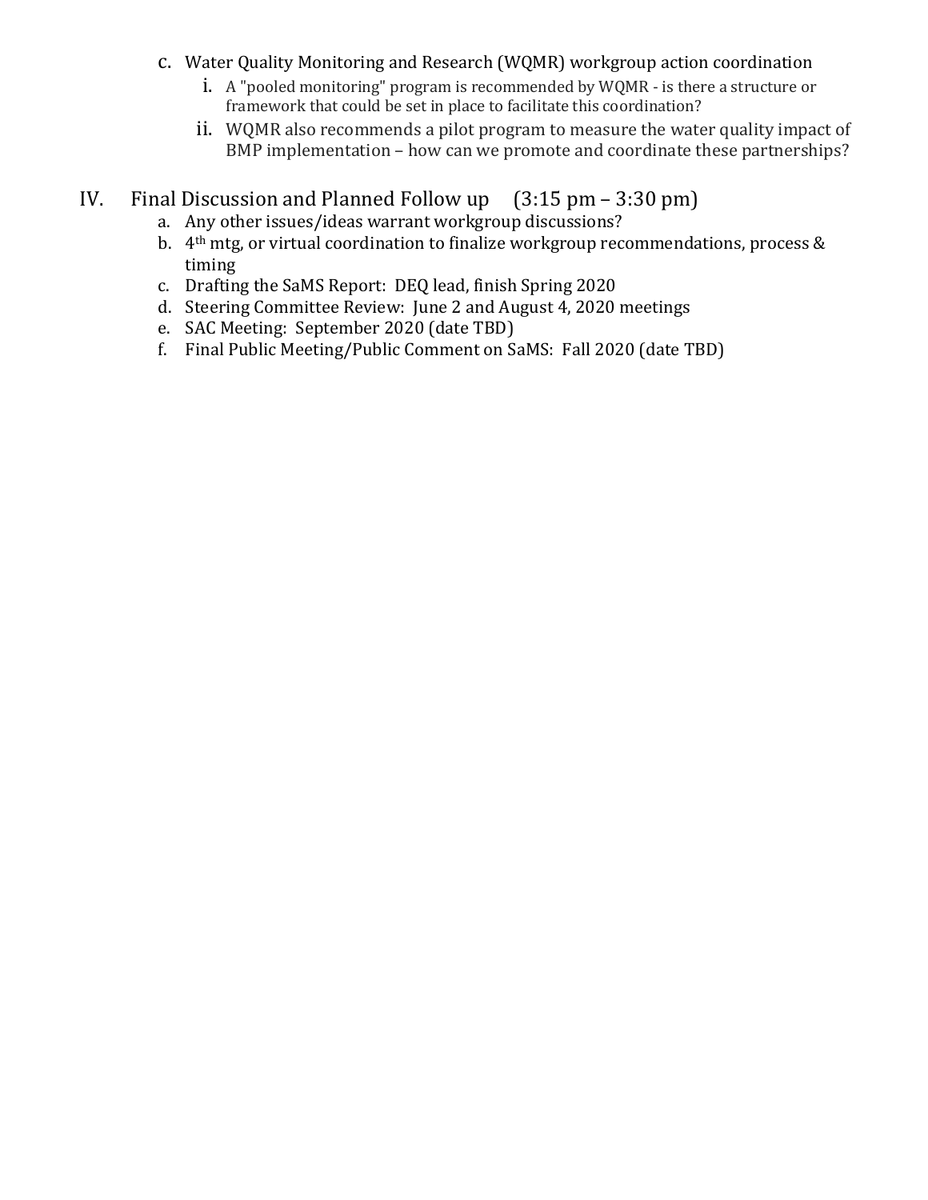c. Water Quality Monitoring and Research (WQMR) workgroup action coordination
   i. A "pooled monitoring" program is recommended by WQMR - is there a structure or framework that could be set in place to facilitate this coordination?
   ii. WQMR also recommends a pilot program to measure the water quality impact of BMP implementation – how can we promote and coordinate these partnerships?

IV. Final Discussion and Planned Follow up (3:15 pm – 3:30 pm)

a. Any other issues/ideas warrant workgroup discussions?
b. 4th mtg, or virtual coordination to finalize workgroup recommendations, process & timing
c. Drafting the SaMS Report: DEQ lead, finish Spring 2020
d. Steering Committee Review: June 2 and August 4, 2020 meetings
e. SAC Meeting: September 2020 (date TBD)
f. Final Public Meeting/Public Comment on SaMS: Fall 2020 (date TBD)